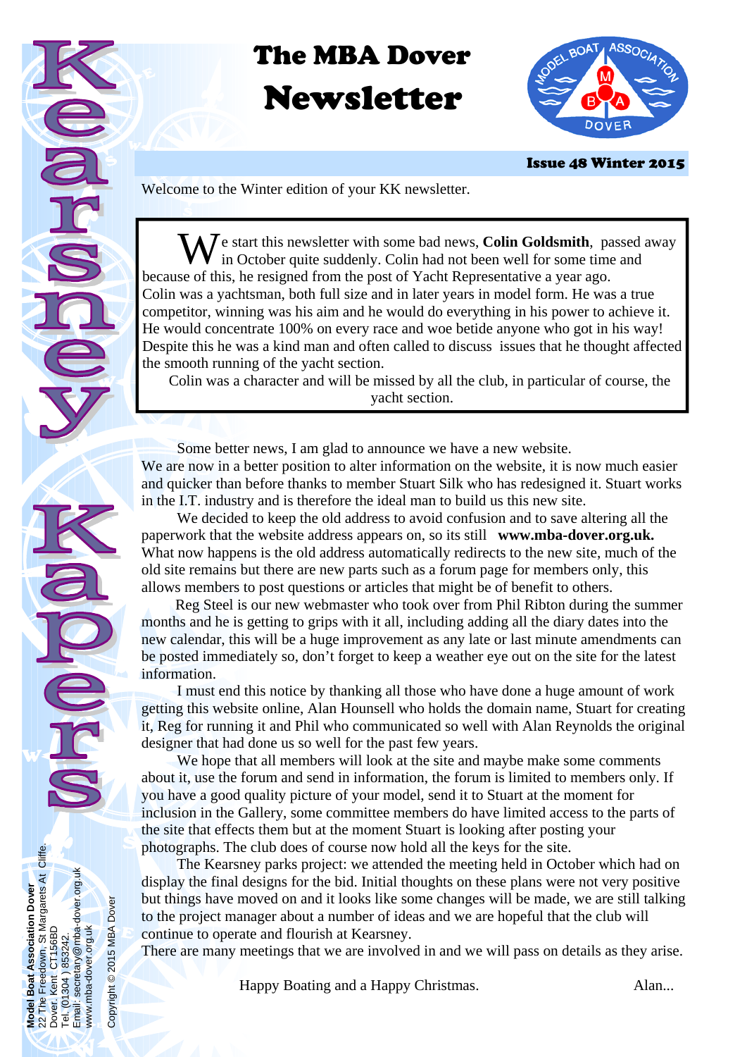# Kearsney Kapers

# The MBA Dover Newsletter

**Issue 48 Winter 2015**

Welcome to the Winter edition of your KK newsletter.

We start this newsletter with some bad news, **Colin Goldsmith**, passed away in October quite suddenly. Colin had not been well for some time and because of this, he resigned from the post of Yacht Representative a year ago. Colin was a yachtsman, both full size and in later years in model form. He was a true competitor, winning was his aim and he would do everything in his power to achieve it. He would concentrate 100% on every race and woe betide anyone who got in his way! Despite this he was a kind man and often called to discuss issues that he thought affected the smooth running of the yacht section.

Colin was a character and will be missed by all the club, in particular of course, the yacht section.

Some better news, I am glad to announce we have a new website. We are now in a better position to alter information on the website, it is now much easier and quicker than before thanks to member Stuart Silk who has redesigned it. Stuart works in the I.T. industry and is therefore the ideal man to build us this new site.

We decided to keep the old address to avoid confusion and to save altering all the paperwork that the website address appears on, so its still **www.mba-dover.org.uk.** What now happens is the old address automatically redirects to the new site, much of the old site remains but there are new parts such as a forum page for members only, this allows members to post questions or articles that might be of benefit to others.

Reg Steel is our new webmaster who took over from Phil Ribton during the summer months and he is getting to grips with it all, including adding all the diary dates into the new calendar, this will be a huge improvement as any late or last minute amendments can be posted immediately so, don't forget to keep a weather eye out on the site for the latest information.

I must end this notice by thanking all those who have done a huge amount of work getting this website online, Alan Hounsell who holds the domain name, Stuart for creating it, Reg for running it and Phil who communicated so well with Alan Reynolds the original designer that had done us so well for the past few years.

We hope that all members will look at the site and maybe make some comments about it, use the forum and send in information, the forum is limited to members only. If you have a good quality picture of your model, send it to Stuart at the moment for inclusion in the Gallery, some committee members do have limited access to the parts of the site that effects them but at the moment Stuart is looking after posting your photographs. The club does of course now hold all the keys for the site.

The Kearsney parks project: we attended the meeting held in October which had on display the final designs for the bid. Initial thoughts on these plans were not very positive but things have moved on and it looks like some changes will be made, we are still talking to the project manager about a number of ideas and we are hopeful that the club will continue to operate and flourish at Kearsney.

There are many meetings that we are involved in and we will pass on details as they arise.

Happy Boating and a Happy Christmas. Alan...

**Model Boat Association Dover**
22 The Freedown, St Margarets At Cliffe.
Dover. Kent CT156BD
Tel. (01304 ) 853242.
Email: secretary@mba-dover.org.uk
www.mba-dover.org.uk

Copyright © 2015 MBA Dover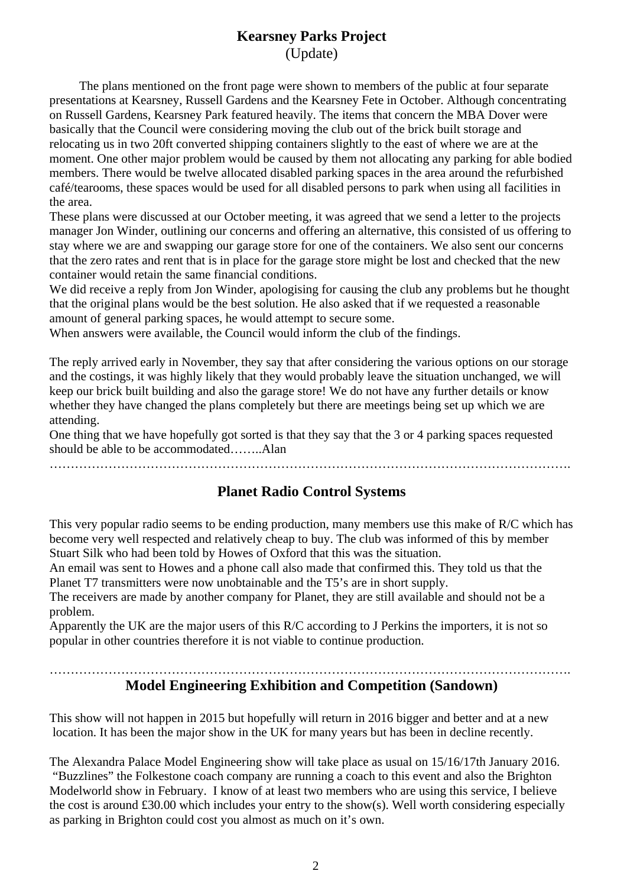## Kearsney Parks Project

(Update)

The plans mentioned on the front page were shown to members of the public at four separate presentations at Kearsney, Russell Gardens and the Kearsney Fete in October. Although concentrating on Russell Gardens, Kearsney Park featured heavily. The items that concern the MBA Dover were basically that the Council were considering moving the club out of the brick built storage and relocating us in two 20ft converted shipping containers slightly to the east of where we are at the moment. One other major problem would be caused by them not allocating any parking for able bodied members. There would be twelve allocated disabled parking spaces in the area around the refurbished café/tearooms, these spaces would be used for all disabled persons to park when using all facilities in the area.

These plans were discussed at our October meeting, it was agreed that we send a letter to the projects manager Jon Winder, outlining our concerns and offering an alternative, this consisted of us offering to stay where we are and swapping our garage store for one of the containers. We also sent our concerns that the zero rates and rent that is in place for the garage store might be lost and checked that the new container would retain the same financial conditions.

We did receive a reply from Jon Winder, apologising for causing the club any problems but he thought that the original plans would be the best solution. He also asked that if we requested a reasonable amount of general parking spaces, he would attempt to secure some.

When answers were available, the Council would inform the club of the findings.

The reply arrived early in November, they say that after considering the various options on our storage and the costings, it was highly likely that they would probably leave the situation unchanged, we will keep our brick built building and also the garage store! We do not have any further details or know whether they have changed the plans completely but there are meetings being set up which we are attending.

One thing that we have hopefully got sorted is that they say that the 3 or 4 parking spaces requested should be able to be accommodated……..Alan

…………………………………………………………………………………………………………

## Planet Radio Control Systems

This very popular radio seems to be ending production, many members use this make of R/C which has become very well respected and relatively cheap to buy. The club was informed of this by member Stuart Silk who had been told by Howes of Oxford that this was the situation.

An email was sent to Howes and a phone call also made that confirmed this. They told us that the Planet T7 transmitters were now unobtainable and the T5's are in short supply.

The receivers are made by another company for Planet, they are still available and should not be a problem.

Apparently the UK are the major users of this R/C according to J Perkins the importers, it is not so popular in other countries therefore it is not viable to continue production.

…………………………………………………………………………………………………………

## Model Engineering Exhibition and Competition (Sandown)

This show will not happen in 2015 but hopefully will return in 2016 bigger and better and at a new location. It has been the major show in the UK for many years but has been in decline recently.

The Alexandra Palace Model Engineering show will take place as usual on 15/16/17th January 2016. "Buzzlines" the Folkestone coach company are running a coach to this event and also the Brighton Modelworld show in February. I know of at least two members who are using this service, I believe the cost is around £30.00 which includes your entry to the show(s). Well worth considering especially as parking in Brighton could cost you almost as much on it's own.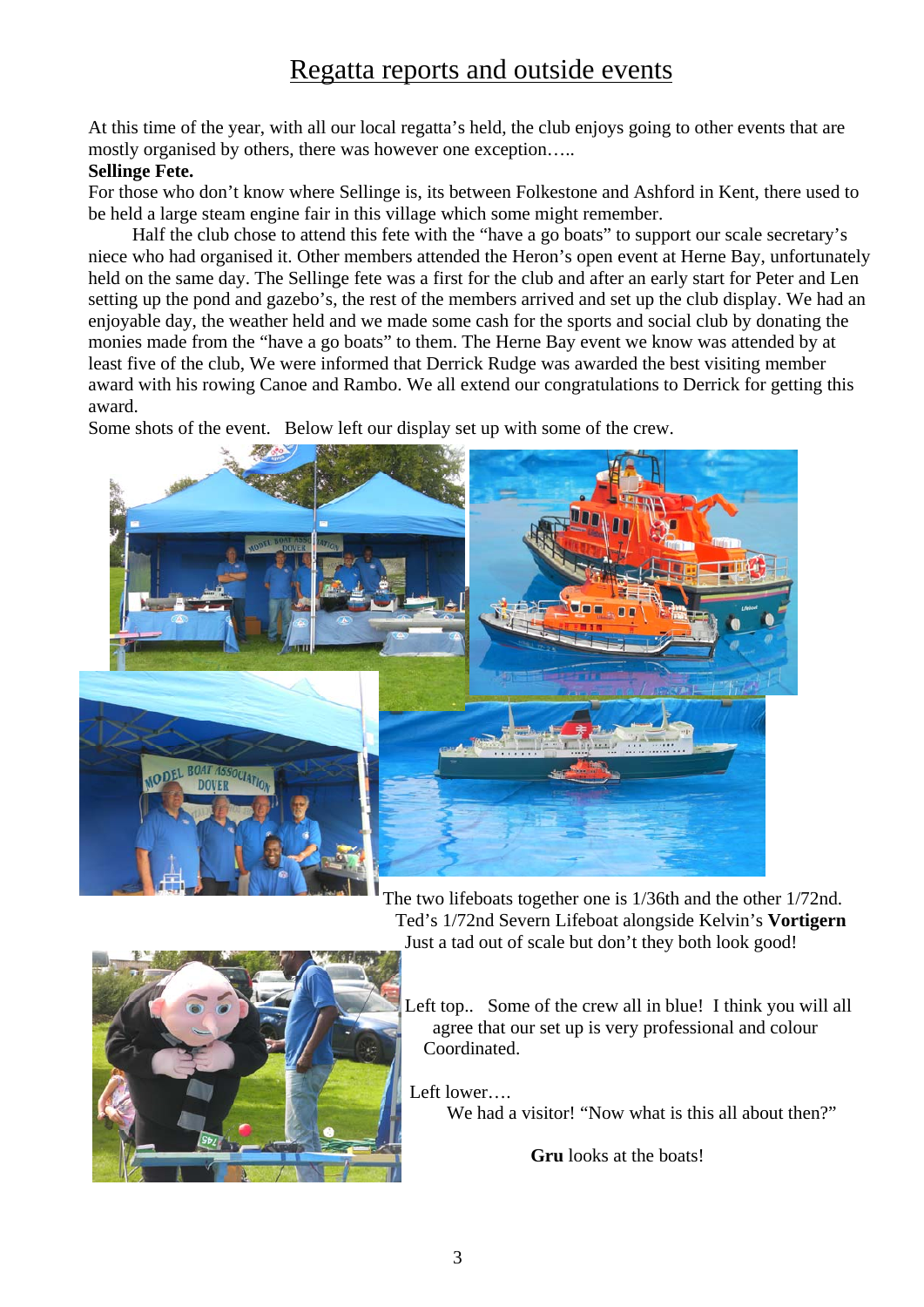# Regatta reports and outside events

At this time of the year, with all our local regatta's held, the club enjoys going to other events that are mostly organised by others, there was however one exception…..

**Sellinge Fete.**

For those who don't know where Sellinge is, its between Folkestone and Ashford in Kent, there used to be held a large steam engine fair in this village which some might remember.

Half the club chose to attend this fete with the "have a go boats" to support our scale secretary's niece who had organised it. Other members attended the Heron's open event at Herne Bay, unfortunately held on the same day. The Sellinge fete was a first for the club and after an early start for Peter and Len setting up the pond and gazebo's, the rest of the members arrived and set up the club display. We had an enjoyable day, the weather held and we made some cash for the sports and social club by donating the monies made from the "have a go boats" to them. The Herne Bay event we know was attended by at least five of the club, We were informed that Derrick Rudge was awarded the best visiting member award with his rowing Canoe and Rambo. We all extend our congratulations to Derrick for getting this award.

Some shots of the event. Below left our display set up with some of the crew.

The two lifeboats together one is 1/36th and the other 1/72nd.
Ted's 1/72nd Severn Lifeboat alongside Kelvin's **Vortigern**
Just a tad out of scale but don't they both look good!

Left top.. Some of the crew all in blue! I think you will all agree that our set up is very professional and colour Coordinated.

Left lower….
We had a visitor! "Now what is this all about then?"

**Gru** looks at the boats!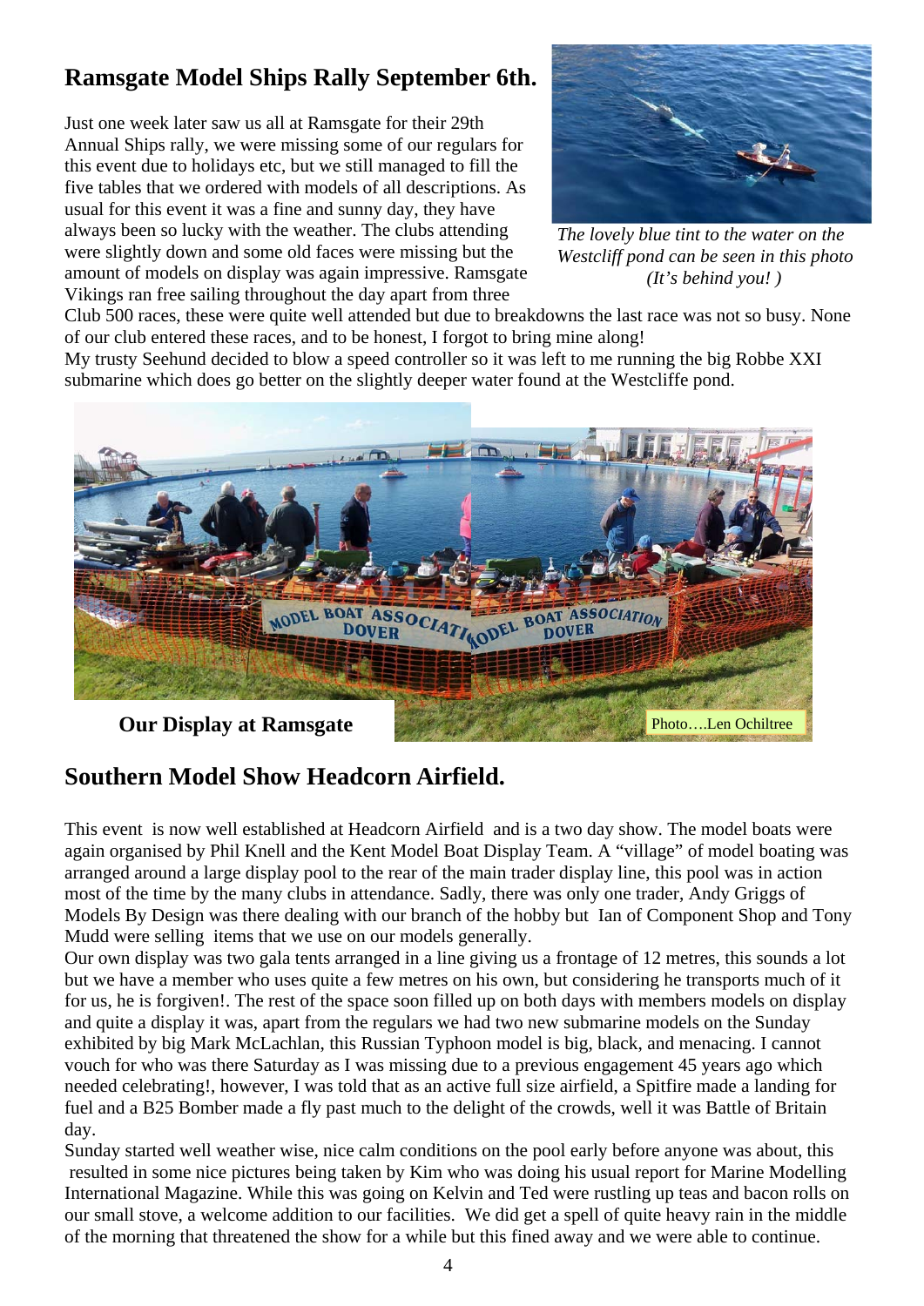## Ramsgate Model Ships Rally September 6th.

Just one week later saw us all at Ramsgate for their 29th Annual Ships rally, we were missing some of our regulars for this event due to holidays etc, but we still managed to fill the five tables that we ordered with models of all descriptions. As usual for this event it was a fine and sunny day, they have always been so lucky with the weather. The clubs attending were slightly down and some old faces were missing but the amount of models on display was again impressive. Ramsgate Vikings ran free sailing throughout the day apart from three Club 500 races, these were quite well attended but due to breakdowns the last race was not so busy. None of our club entered these races, and to be honest, I forgot to bring mine along!
My trusty Seehund decided to blow a speed controller so it was left to me running the big Robbe XXI submarine which does go better on the slightly deeper water found at the Westcliffe pond.

*The lovely blue tint to the water on the Westcliff pond can be seen in this photo (It's behind you! )*

**Our Display at Ramsgate**

Photo….Len Ochiltree

## Southern Model Show Headcorn Airfield.

This event is now well established at Headcorn Airfield and is a two day show. The model boats were again organised by Phil Knell and the Kent Model Boat Display Team. A "village" of model boating was arranged around a large display pool to the rear of the main trader display line, this pool was in action most of the time by the many clubs in attendance. Sadly, there was only one trader, Andy Griggs of Models By Design was there dealing with our branch of the hobby but Ian of Component Shop and Tony Mudd were selling items that we use on our models generally.
Our own display was two gala tents arranged in a line giving us a frontage of 12 metres, this sounds a lot but we have a member who uses quite a few metres on his own, but considering he transports much of it for us, he is forgiven!. The rest of the space soon filled up on both days with members models on display and quite a display it was, apart from the regulars we had two new submarine models on the Sunday exhibited by big Mark McLachlan, this Russian Typhoon model is big, black, and menacing. I cannot vouch for who was there Saturday as I was missing due to a previous engagement 45 years ago which needed celebrating!, however, I was told that as an active full size airfield, a Spitfire made a landing for fuel and a B25 Bomber made a fly past much to the delight of the crowds, well it was Battle of Britain day.
Sunday started well weather wise, nice calm conditions on the pool early before anyone was about, this resulted in some nice pictures being taken by Kim who was doing his usual report for Marine Modelling International Magazine. While this was going on Kelvin and Ted were rustling up teas and bacon rolls on our small stove, a welcome addition to our facilities. We did get a spell of quite heavy rain in the middle of the morning that threatened the show for a while but this fined away and we were able to continue.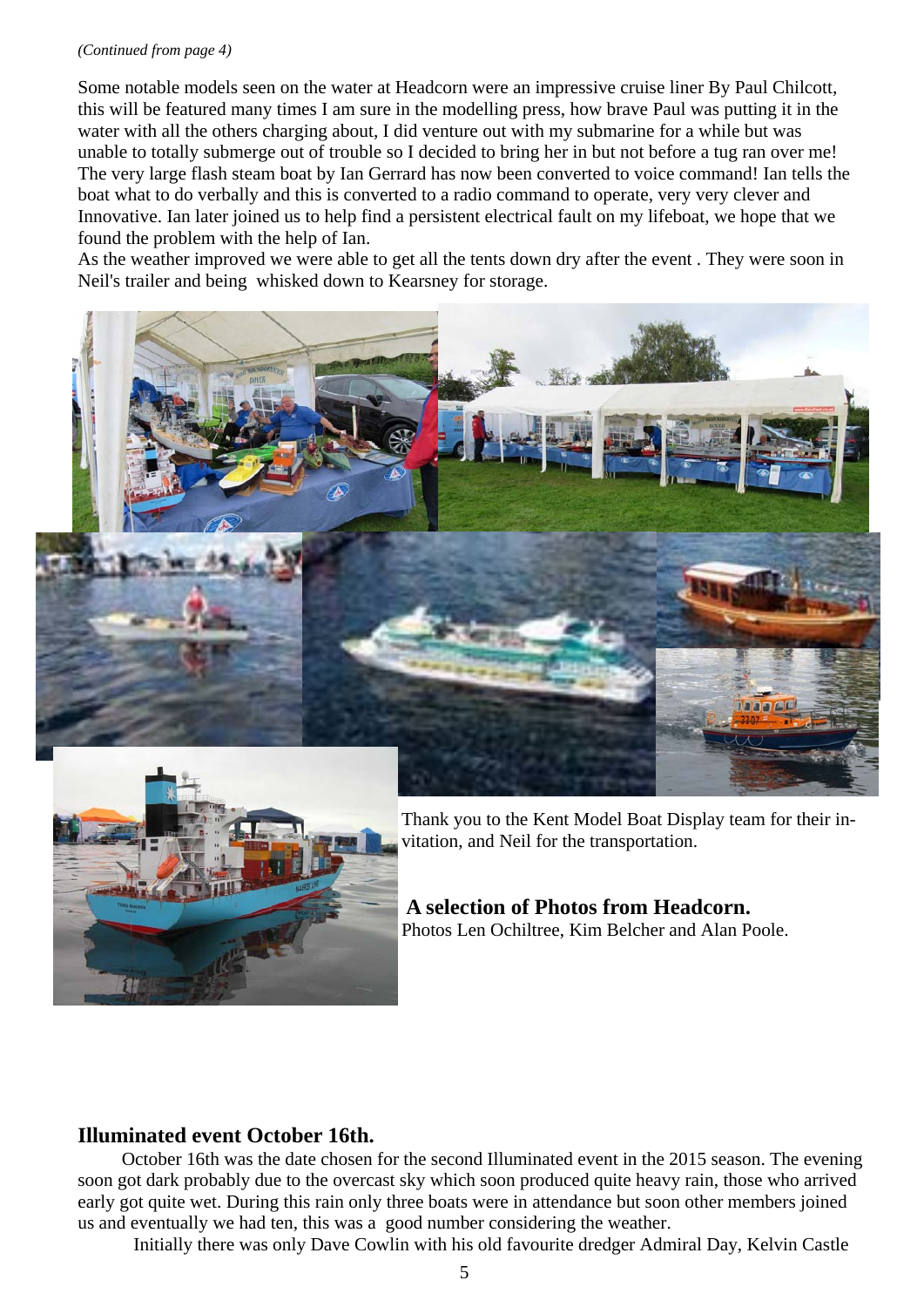*(Continued from page 4)*

Some notable models seen on the water at Headcorn were an impressive cruise liner By Paul Chilcott, this will be featured many times I am sure in the modelling press, how brave Paul was putting it in the water with all the others charging about, I did venture out with my submarine for a while but was unable to totally submerge out of trouble so I decided to bring her in but not before a tug ran over me! The very large flash steam boat by Ian Gerrard has now been converted to voice command! Ian tells the boat what to do verbally and this is converted to a radio command to operate, very very clever and Innovative. Ian later joined us to help find a persistent electrical fault on my lifeboat, we hope that we found the problem with the help of Ian.

As the weather improved we were able to get all the tents down dry after the event . They were soon in Neil's trailer and being whisked down to Kearsney for storage.

Thank you to the Kent Model Boat Display team for their invitation, and Neil for the transportation.

**A selection of Photos from Headcorn.**
Photos Len Ochiltree, Kim Belcher and Alan Poole.

## Illuminated event October 16th.

October 16th was the date chosen for the second Illuminated event in the 2015 season. The evening soon got dark probably due to the overcast sky which soon produced quite heavy rain, those who arrived early got quite wet. During this rain only three boats were in attendance but soon other members joined us and eventually we had ten, this was a good number considering the weather.

Initially there was only Dave Cowlin with his old favourite dredger Admiral Day, Kelvin Castle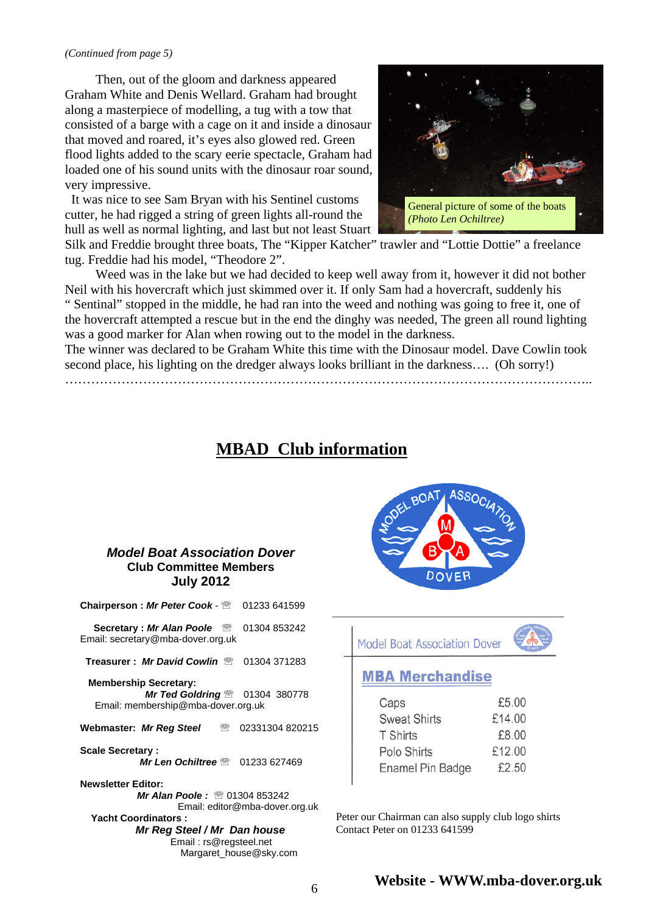*(Continued from page 5)*

Then, out of the gloom and darkness appeared Graham White and Denis Wellard. Graham had brought along a masterpiece of modelling, a tug with a tow that consisted of a barge with a cage on it and inside a dinosaur that moved and roared, it's eyes also glowed red. Green flood lights added to the scary eerie spectacle, Graham had loaded one of his sound units with the dinosaur roar sound, very impressive.

It was nice to see Sam Bryan with his Sentinel customs cutter, he had rigged a string of green lights all-round the hull as well as normal lighting, and last but not least Stuart Silk and Freddie brought three boats, The "Kipper Katcher" trawler and "Lottie Dottie" a freelance tug. Freddie had his model, "Theodore 2".

General picture of some of the boats *(Photo Len Ochiltree)*

Weed was in the lake but we had decided to keep well away from it, however it did not bother Neil with his hovercraft which just skimmed over it. If only Sam had a hovercraft, suddenly his " Sentinal" stopped in the middle, he had ran into the weed and nothing was going to free it, one of the hovercraft attempted a rescue but in the end the dinghy was needed, The green all round lighting was a good marker for Alan when rowing out to the model in the darkness.

The winner was declared to be Graham White this time with the Dinosaur model. Dave Cowlin took second place, his lighting on the dredger always looks brilliant in the darkness…. (Oh sorry!)

……………………………………………………………………………………………………………..

## MBAD Club information

***Model Boat Association Dover***
**Club Committee Members**
**July 2012**

**Chairperson :** ***Mr Peter Cook*** - ☏ 01233 641599

**Secretary :** ***Mr Alan Poole*** ☏ 01304 853242
Email: secretary@mba-dover.org.uk

**Treasurer :** ***Mr David Cowlin*** ☏ 01304 371283

**Membership Secretary:**
***Mr Ted Goldring*** ☏ 01304 380778
Email: membership@mba-dover.org.uk

**Webmaster:** ***Mr Reg Steel*** ☏ 02331304 820215

**Scale Secretary :**
***Mr Len Ochiltree*** ☏ 01233 627469

**Newsletter Editor:**
***Mr Alan Poole :*** ☏ 01304 853242
Email: editor@mba-dover.org.uk

**Yacht Coordinators :**
***Mr Reg Steel / Mr Dan house***
Email : rs@regsteel.net
Margaret_house@sky.com

MODEL BOAT ASSOCIATION
MBA
DOVER

Model Boat Association Dover

### MBA Merchandise

| | |
|---|---|
| Caps | £5.00 |
| Sweat Shirts | £14.00 |
| T Shirts | £8.00 |
| Polo Shirts | £12.00 |
| Enamel Pin Badge | £2.50 |

Peter our Chairman can also supply club logo shirts
Contact Peter on 01233 641599

**Website - WWW.mba-dover.org.uk**